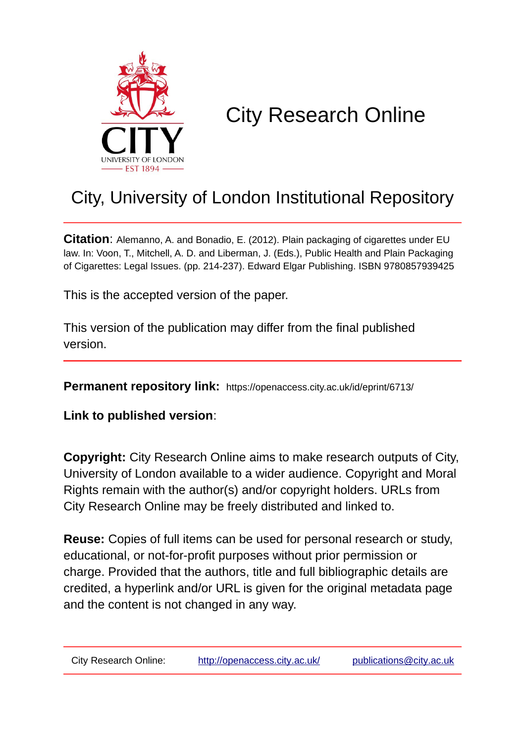# City Research Online

## City, University of London Institutional Repository

**Citation**: Alemanno, A. and Bonadio, E. (2012). Plain packaging of cigarettes under EU law. In: Voon, T., Mitchell, A. D. and Liberman, J. (Eds.), Public Health and Plain Packaging of Cigarettes: Legal Issues. (pp. 214-237). Edward Elgar Publishing. ISBN 9780857939425

This is the accepted version of the paper.

This version of the publication may differ from the final published version.

**Permanent repository link:** https://openaccess.city.ac.uk/id/eprint/6713/

**Link to published version**:

**Copyright:** City Research Online aims to make research outputs of City, University of London available to a wider audience. Copyright and Moral Rights remain with the author(s) and/or copyright holders. URLs from City Research Online may be freely distributed and linked to.

**Reuse:** Copies of full items can be used for personal research or study, educational, or not-for-profit purposes without prior permission or charge. Provided that the authors, title and full bibliographic details are credited, a hyperlink and/or URL is given for the original metadata page and the content is not changed in any way.

City Research Online: http://openaccess.city.ac.uk/ publications@city.ac.uk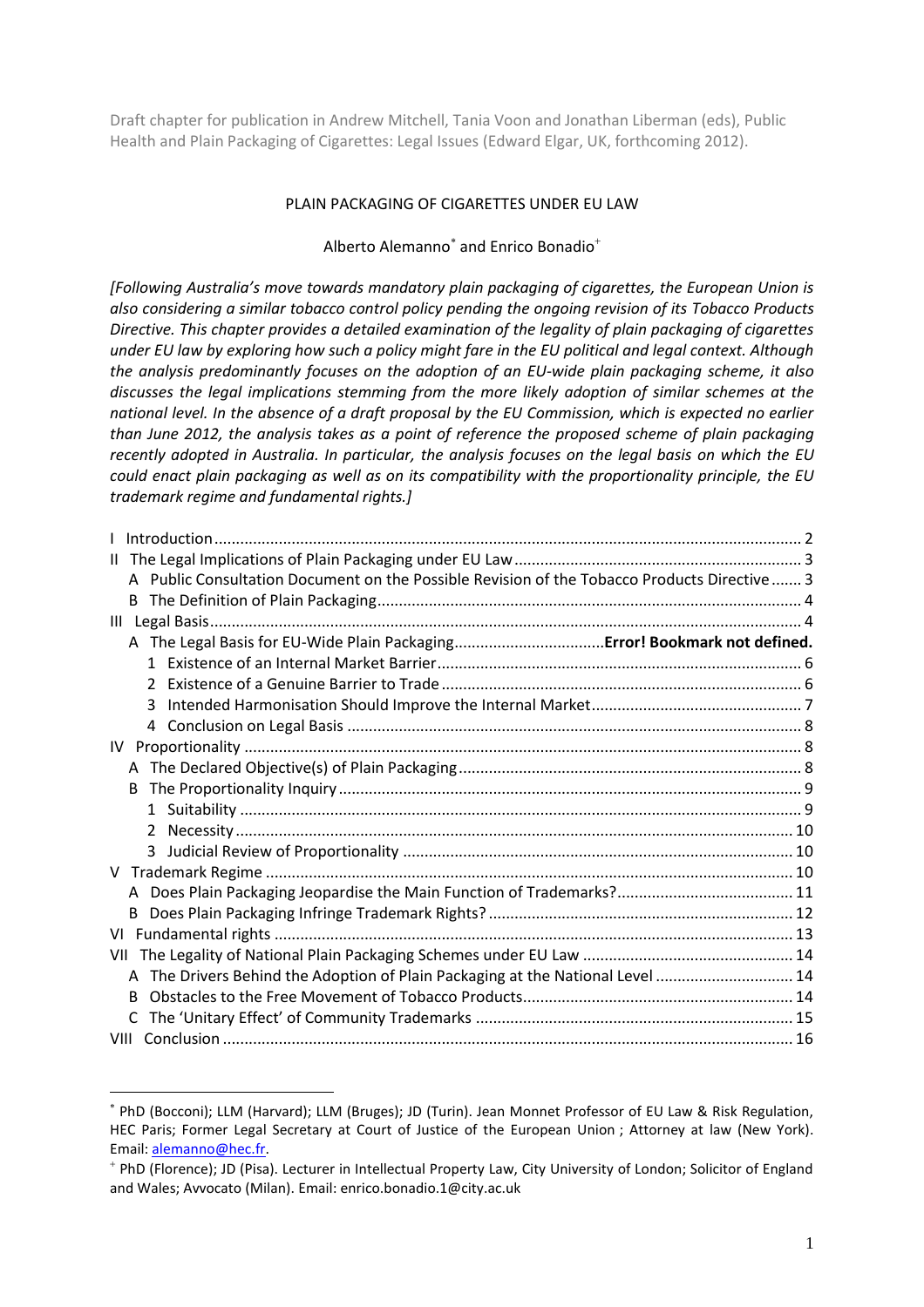Draft chapter for publication in Andrew Mitchell, Tania Voon and Jonathan Liberman (eds), Public Health and Plain Packaging of Cigarettes: Legal Issues (Edward Elgar, UK, forthcoming 2012).

# PLAIN PACKAGING OF CIGARETTES UNDER EU LAW

Alberto Alemanno[*] and Enrico Bonadio[+]

*[Following Australia's move towards mandatory plain packaging of cigarettes, the European Union is also considering a similar tobacco control policy pending the ongoing revision of its Tobacco Products Directive. This chapter provides a detailed examination of the legality of plain packaging of cigarettes under EU law by exploring how such a policy might fare in the EU political and legal context. Although the analysis predominantly focuses on the adoption of an EU-wide plain packaging scheme, it also discusses the legal implications stemming from the more likely adoption of similar schemes at the national level. In the absence of a draft proposal by the EU Commission, which is expected no earlier than June 2012, the analysis takes as a point of reference the proposed scheme of plain packaging recently adopted in Australia. In particular, the analysis focuses on the legal basis on which the EU could enact plain packaging as well as on its compatibility with the proportionality principle, the EU trademark regime and fundamental rights.]*

- I Introduction ... 2
- II The Legal Implications of Plain Packaging under EU Law ... 3
  - A Public Consultation Document on the Possible Revision of the Tobacco Products Directive ... 3
  - B The Definition of Plain Packaging ... 4
- III Legal Basis ... 4
  - A The Legal Basis for EU-Wide Plain Packaging ... **Error! Bookmark not defined.**
    - 1 Existence of an Internal Market Barrier ... 6
    - 2 Existence of a Genuine Barrier to Trade ... 6
    - 3 Intended Harmonisation Should Improve the Internal Market ... 7
    - 4 Conclusion on Legal Basis ... 8
- IV Proportionality ... 8
  - A The Declared Objective(s) of Plain Packaging ... 8
  - B The Proportionality Inquiry ... 9
    - 1 Suitability ... 9
    - 2 Necessity ... 10
    - 3 Judicial Review of Proportionality ... 10
- V Trademark Regime ... 10
  - A Does Plain Packaging Jeopardise the Main Function of Trademarks? ... 11
  - B Does Plain Packaging Infringe Trademark Rights? ... 12
- VI Fundamental rights ... 13
- VII The Legality of National Plain Packaging Schemes under EU Law ... 14
  - A The Drivers Behind the Adoption of Plain Packaging at the National Level ... 14
  - B Obstacles to the Free Movement of Tobacco Products ... 14
  - C The 'Unitary Effect' of Community Trademarks ... 15
- VIII Conclusion ... 16

---

[*] PhD (Bocconi); LLM (Harvard); LLM (Bruges); JD (Turin). Jean Monnet Professor of EU Law & Risk Regulation, HEC Paris; Former Legal Secretary at Court of Justice of the European Union ; Attorney at law (New York). Email: alemanno@hec.fr.

[+] PhD (Florence); JD (Pisa). Lecturer in Intellectual Property Law, City University of London; Solicitor of England and Wales; Avvocato (Milan). Email: enrico.bonadio.1@city.ac.uk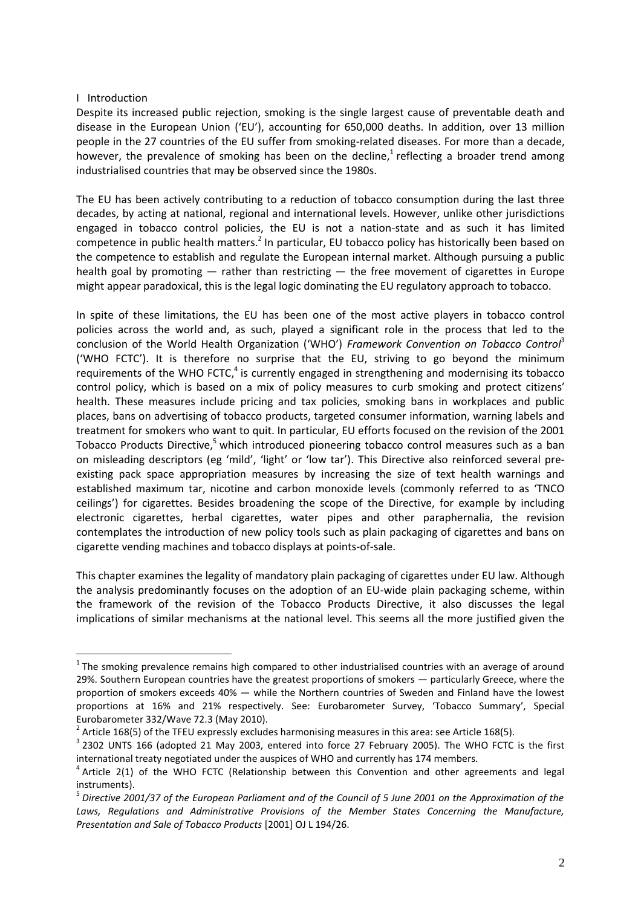## I Introduction

Despite its increased public rejection, smoking is the single largest cause of preventable death and disease in the European Union ('EU'), accounting for 650,000 deaths. In addition, over 13 million people in the 27 countries of the EU suffer from smoking-related diseases. For more than a decade, however, the prevalence of smoking has been on the decline,[1] reflecting a broader trend among industrialised countries that may be observed since the 1980s.

The EU has been actively contributing to a reduction of tobacco consumption during the last three decades, by acting at national, regional and international levels. However, unlike other jurisdictions engaged in tobacco control policies, the EU is not a nation-state and as such it has limited competence in public health matters.[2] In particular, EU tobacco policy has historically been based on the competence to establish and regulate the European internal market. Although pursuing a public health goal by promoting — rather than restricting — the free movement of cigarettes in Europe might appear paradoxical, this is the legal logic dominating the EU regulatory approach to tobacco.

In spite of these limitations, the EU has been one of the most active players in tobacco control policies across the world and, as such, played a significant role in the process that led to the conclusion of the World Health Organization ('WHO') *Framework Convention on Tobacco Control*[3] ('WHO FCTC'). It is therefore no surprise that the EU, striving to go beyond the minimum requirements of the WHO FCTC,[4] is currently engaged in strengthening and modernising its tobacco control policy, which is based on a mix of policy measures to curb smoking and protect citizens' health. These measures include pricing and tax policies, smoking bans in workplaces and public places, bans on advertising of tobacco products, targeted consumer information, warning labels and treatment for smokers who want to quit. In particular, EU efforts focused on the revision of the 2001 Tobacco Products Directive,[5] which introduced pioneering tobacco control measures such as a ban on misleading descriptors (eg 'mild', 'light' or 'low tar'). This Directive also reinforced several pre-existing pack space appropriation measures by increasing the size of text health warnings and established maximum tar, nicotine and carbon monoxide levels (commonly referred to as 'TNCO ceilings') for cigarettes. Besides broadening the scope of the Directive, for example by including electronic cigarettes, herbal cigarettes, water pipes and other paraphernalia, the revision contemplates the introduction of new policy tools such as plain packaging of cigarettes and bans on cigarette vending machines and tobacco displays at points-of-sale.

This chapter examines the legality of mandatory plain packaging of cigarettes under EU law. Although the analysis predominantly focuses on the adoption of an EU-wide plain packaging scheme, within the framework of the revision of the Tobacco Products Directive, it also discusses the legal implications of similar mechanisms at the national level. This seems all the more justified given the

---

[1] The smoking prevalence remains high compared to other industrialised countries with an average of around 29%. Southern European countries have the greatest proportions of smokers — particularly Greece, where the proportion of smokers exceeds 40% — while the Northern countries of Sweden and Finland have the lowest proportions at 16% and 21% respectively. See: Eurobarometer Survey, 'Tobacco Summary', Special Eurobarometer 332/Wave 72.3 (May 2010).

[2] Article 168(5) of the TFEU expressly excludes harmonising measures in this area: see Article 168(5).

[3] 2302 UNTS 166 (adopted 21 May 2003, entered into force 27 February 2005). The WHO FCTC is the first international treaty negotiated under the auspices of WHO and currently has 174 members.

[4] Article 2(1) of the WHO FCTC (Relationship between this Convention and other agreements and legal instruments).

[5] *Directive 2001/37 of the European Parliament and of the Council of 5 June 2001 on the Approximation of the Laws, Regulations and Administrative Provisions of the Member States Concerning the Manufacture, Presentation and Sale of Tobacco Products* [2001] OJ L 194/26.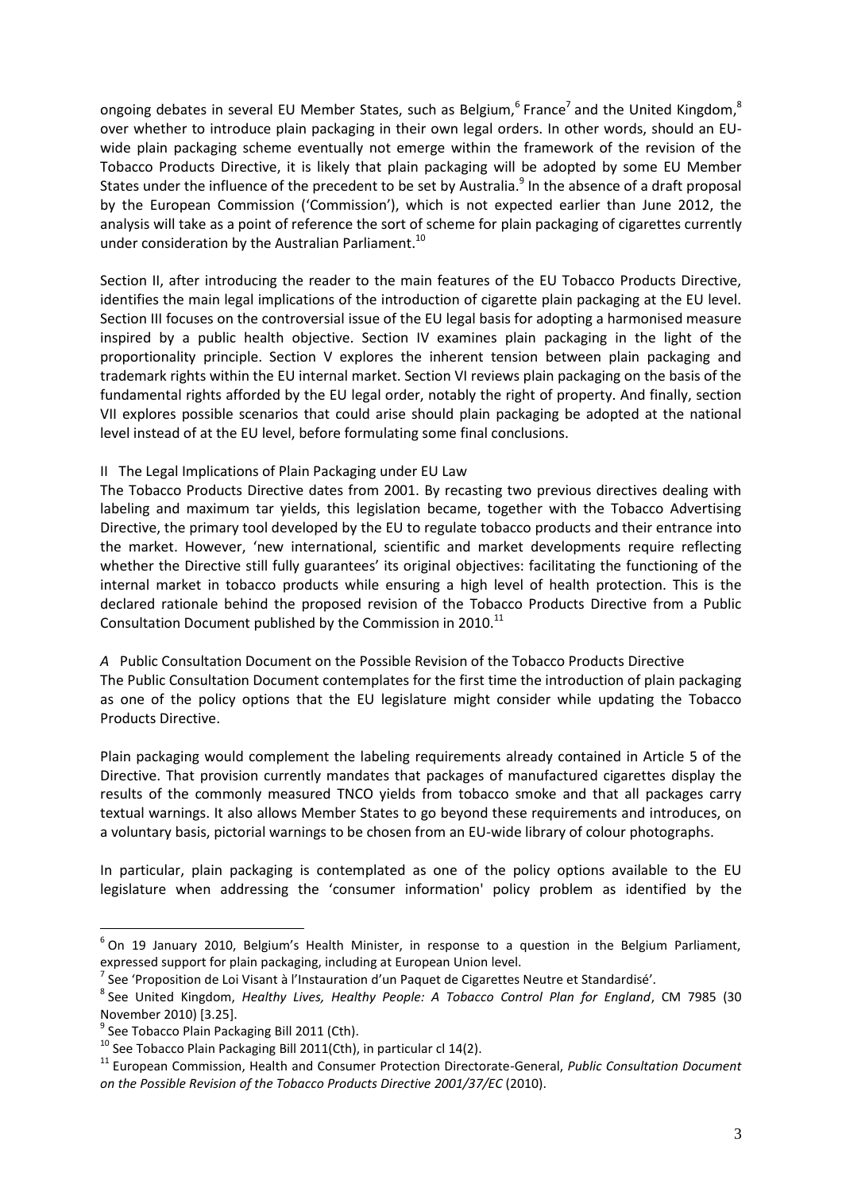ongoing debates in several EU Member States, such as Belgium,[6] France[7] and the United Kingdom,[8] over whether to introduce plain packaging in their own legal orders. In other words, should an EU-wide plain packaging scheme eventually not emerge within the framework of the revision of the Tobacco Products Directive, it is likely that plain packaging will be adopted by some EU Member States under the influence of the precedent to be set by Australia.[9] In the absence of a draft proposal by the European Commission ('Commission'), which is not expected earlier than June 2012, the analysis will take as a point of reference the sort of scheme for plain packaging of cigarettes currently under consideration by the Australian Parliament.[10]

Section II, after introducing the reader to the main features of the EU Tobacco Products Directive, identifies the main legal implications of the introduction of cigarette plain packaging at the EU level. Section III focuses on the controversial issue of the EU legal basis for adopting a harmonised measure inspired by a public health objective. Section IV examines plain packaging in the light of the proportionality principle. Section V explores the inherent tension between plain packaging and trademark rights within the EU internal market. Section VI reviews plain packaging on the basis of the fundamental rights afforded by the EU legal order, notably the right of property. And finally, section VII explores possible scenarios that could arise should plain packaging be adopted at the national level instead of at the EU level, before formulating some final conclusions.

## II The Legal Implications of Plain Packaging under EU Law

The Tobacco Products Directive dates from 2001. By recasting two previous directives dealing with labeling and maximum tar yields, this legislation became, together with the Tobacco Advertising Directive, the primary tool developed by the EU to regulate tobacco products and their entrance into the market. However, 'new international, scientific and market developments require reflecting whether the Directive still fully guarantees' its original objectives: facilitating the functioning of the internal market in tobacco products while ensuring a high level of health protection. This is the declared rationale behind the proposed revision of the Tobacco Products Directive from a Public Consultation Document published by the Commission in 2010.[11]

### *A* Public Consultation Document on the Possible Revision of the Tobacco Products Directive

The Public Consultation Document contemplates for the first time the introduction of plain packaging as one of the policy options that the EU legislature might consider while updating the Tobacco Products Directive.

Plain packaging would complement the labeling requirements already contained in Article 5 of the Directive. That provision currently mandates that packages of manufactured cigarettes display the results of the commonly measured TNCO yields from tobacco smoke and that all packages carry textual warnings. It also allows Member States to go beyond these requirements and introduces, on a voluntary basis, pictorial warnings to be chosen from an EU-wide library of colour photographs.

In particular, plain packaging is contemplated as one of the policy options available to the EU legislature when addressing the 'consumer information' policy problem as identified by the

[6] On 19 January 2010, Belgium's Health Minister, in response to a question in the Belgium Parliament, expressed support for plain packaging, including at European Union level.

[7] See 'Proposition de Loi Visant à l'Instauration d'un Paquet de Cigarettes Neutre et Standardisé'.

[8] See United Kingdom, *Healthy Lives, Healthy People: A Tobacco Control Plan for England*, CM 7985 (30 November 2010) [3.25].

[9] See Tobacco Plain Packaging Bill 2011 (Cth).

[10] See Tobacco Plain Packaging Bill 2011(Cth), in particular cl 14(2).

[11] European Commission, Health and Consumer Protection Directorate-General, *Public Consultation Document on the Possible Revision of the Tobacco Products Directive 2001/37/EC* (2010).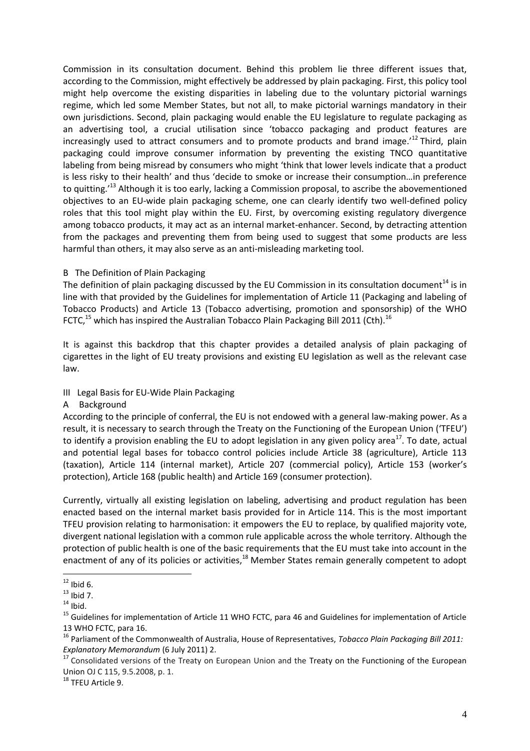Commission in its consultation document. Behind this problem lie three different issues that, according to the Commission, might effectively be addressed by plain packaging. First, this policy tool might help overcome the existing disparities in labeling due to the voluntary pictorial warnings regime, which led some Member States, but not all, to make pictorial warnings mandatory in their own jurisdictions. Second, plain packaging would enable the EU legislature to regulate packaging as an advertising tool, a crucial utilisation since 'tobacco packaging and product features are increasingly used to attract consumers and to promote products and brand image.'[12] Third, plain packaging could improve consumer information by preventing the existing TNCO quantitative labeling from being misread by consumers who might 'think that lower levels indicate that a product is less risky to their health' and thus 'decide to smoke or increase their consumption…in preference to quitting.'[13] Although it is too early, lacking a Commission proposal, to ascribe the abovementioned objectives to an EU-wide plain packaging scheme, one can clearly identify two well-defined policy roles that this tool might play within the EU. First, by overcoming existing regulatory divergence among tobacco products, it may act as an internal market-enhancer. Second, by detracting attention from the packages and preventing them from being used to suggest that some products are less harmful than others, it may also serve as an anti-misleading marketing tool.

### B The Definition of Plain Packaging

The definition of plain packaging discussed by the EU Commission in its consultation document[14] is in line with that provided by the Guidelines for implementation of Article 11 (Packaging and labeling of Tobacco Products) and Article 13 (Tobacco advertising, promotion and sponsorship) of the WHO FCTC,[15] which has inspired the Australian Tobacco Plain Packaging Bill 2011 (Cth).[16]

It is against this backdrop that this chapter provides a detailed analysis of plain packaging of cigarettes in the light of EU treaty provisions and existing EU legislation as well as the relevant case law.

## III Legal Basis for EU-Wide Plain Packaging

### A Background

According to the principle of conferral, the EU is not endowed with a general law-making power. As a result, it is necessary to search through the Treaty on the Functioning of the European Union ('TFEU') to identify a provision enabling the EU to adopt legislation in any given policy area[17]. To date, actual and potential legal bases for tobacco control policies include Article 38 (agriculture), Article 113 (taxation), Article 114 (internal market), Article 207 (commercial policy), Article 153 (worker's protection), Article 168 (public health) and Article 169 (consumer protection).

Currently, virtually all existing legislation on labeling, advertising and product regulation has been enacted based on the internal market basis provided for in Article 114. This is the most important TFEU provision relating to harmonisation: it empowers the EU to replace, by qualified majority vote, divergent national legislation with a common rule applicable across the whole territory. Although the protection of public health is one of the basic requirements that the EU must take into account in the enactment of any of its policies or activities,[18] Member States remain generally competent to adopt

---

[12] Ibid 6.

[13] Ibid 7.

[14] Ibid.

[15] Guidelines for implementation of Article 11 WHO FCTC, para 46 and Guidelines for implementation of Article 13 WHO FCTC, para 16.

[16] Parliament of the Commonwealth of Australia, House of Representatives, *Tobacco Plain Packaging Bill 2011: Explanatory Memorandum* (6 July 2011) 2.

[17] Consolidated versions of the Treaty on European Union and the Treaty on the Functioning of the European Union OJ C 115, 9.5.2008, p. 1.

[18] TFEU Article 9.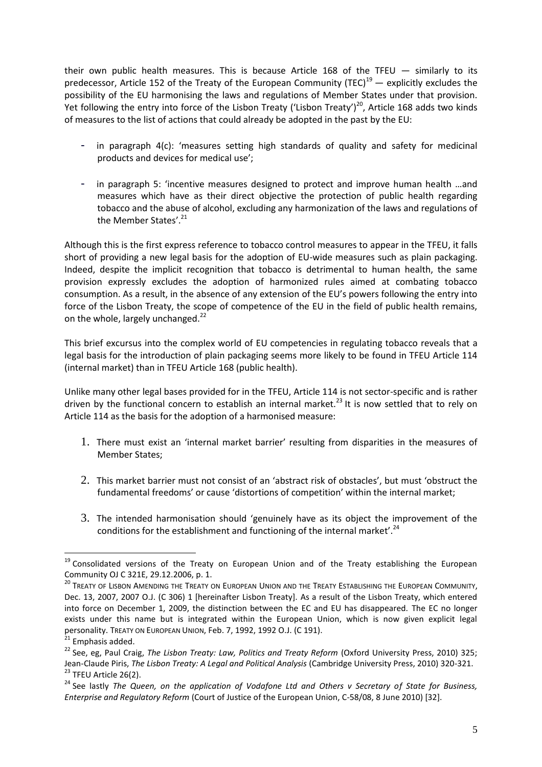their own public health measures. This is because Article 168 of the TFEU — similarly to its predecessor, Article 152 of the Treaty of the European Community (TEC)[19] — explicitly excludes the possibility of the EU harmonising the laws and regulations of Member States under that provision. Yet following the entry into force of the Lisbon Treaty ('Lisbon Treaty')[20], Article 168 adds two kinds of measures to the list of actions that could already be adopted in the past by the EU:

- in paragraph 4(c): 'measures setting high standards of quality and safety for medicinal products and devices for medical use';
- in paragraph 5: 'incentive measures designed to protect and improve human health …and measures which have as their direct objective the protection of public health regarding tobacco and the abuse of alcohol, excluding any harmonization of the laws and regulations of the Member States'.[21]

Although this is the first express reference to tobacco control measures to appear in the TFEU, it falls short of providing a new legal basis for the adoption of EU-wide measures such as plain packaging. Indeed, despite the implicit recognition that tobacco is detrimental to human health, the same provision expressly excludes the adoption of harmonized rules aimed at combating tobacco consumption. As a result, in the absence of any extension of the EU's powers following the entry into force of the Lisbon Treaty, the scope of competence of the EU in the field of public health remains, on the whole, largely unchanged.[22]

This brief excursus into the complex world of EU competencies in regulating tobacco reveals that a legal basis for the introduction of plain packaging seems more likely to be found in TFEU Article 114 (internal market) than in TFEU Article 168 (public health).

Unlike many other legal bases provided for in the TFEU, Article 114 is not sector-specific and is rather driven by the functional concern to establish an internal market.[23] It is now settled that to rely on Article 114 as the basis for the adoption of a harmonised measure:

1. There must exist an 'internal market barrier' resulting from disparities in the measures of Member States;
2. This market barrier must not consist of an 'abstract risk of obstacles', but must 'obstruct the fundamental freedoms' or cause 'distortions of competition' within the internal market;
3. The intended harmonisation should 'genuinely have as its object the improvement of the conditions for the establishment and functioning of the internal market'.[24]

---

[19] Consolidated versions of the Treaty on European Union and of the Treaty establishing the European Community OJ C 321E, 29.12.2006, p. 1.

[20] TREATY OF LISBON AMENDING THE TREATY ON EUROPEAN UNION AND THE TREATY ESTABLISHING THE EUROPEAN COMMUNITY, Dec. 13, 2007, 2007 O.J. (C 306) 1 [hereinafter Lisbon Treaty]. As a result of the Lisbon Treaty, which entered into force on December 1, 2009, the distinction between the EC and EU has disappeared. The EC no longer exists under this name but is integrated within the European Union, which is now given explicit legal personality. TREATY ON EUROPEAN UNION, Feb. 7, 1992, 1992 O.J. (C 191).

[21] Emphasis added.

[22] See, eg, Paul Craig, *The Lisbon Treaty: Law, Politics and Treaty Reform* (Oxford University Press, 2010) 325; Jean-Claude Piris, *The Lisbon Treaty: A Legal and Political Analysis* (Cambridge University Press, 2010) 320-321.

[23] TFEU Article 26(2).

[24] See lastly *The Queen, on the application of Vodafone Ltd and Others v Secretary of State for Business, Enterprise and Regulatory Reform* (Court of Justice of the European Union, C-58/08, 8 June 2010) [32].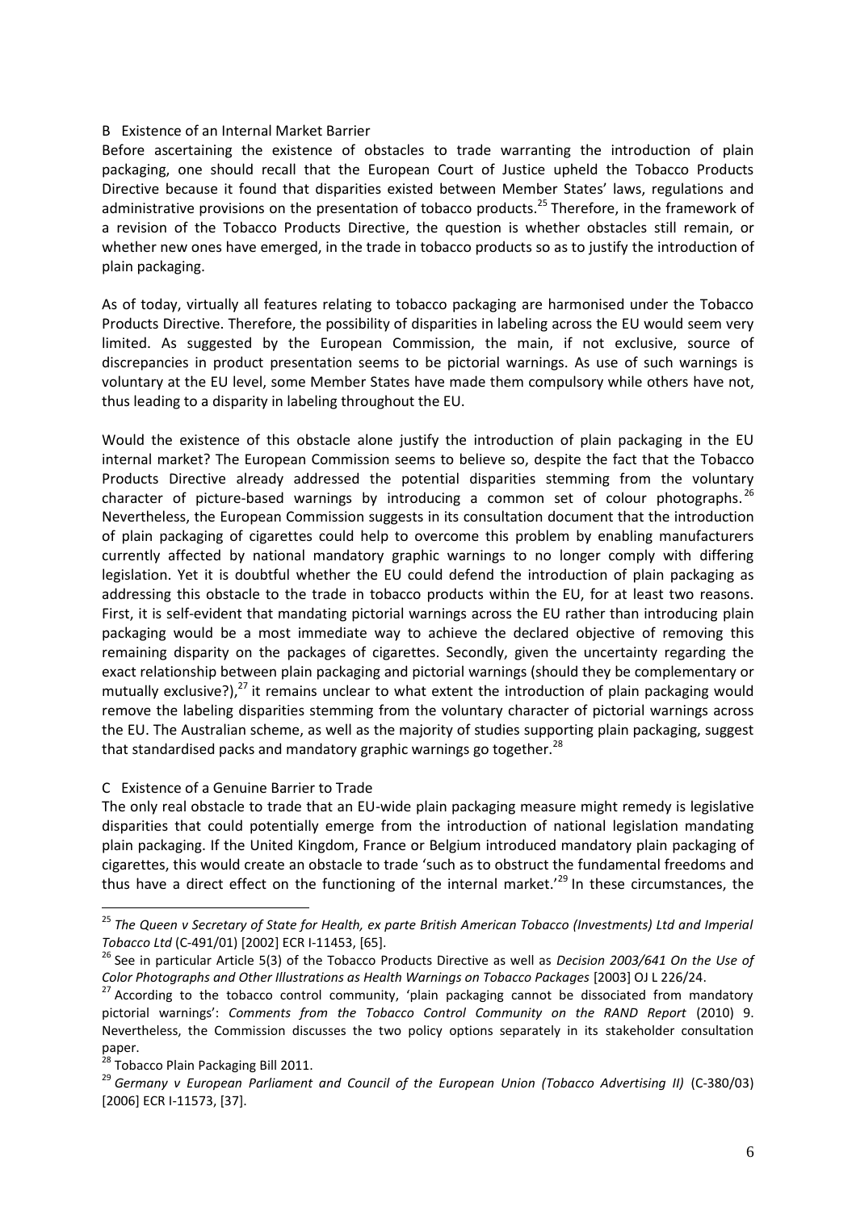### B Existence of an Internal Market Barrier

Before ascertaining the existence of obstacles to trade warranting the introduction of plain packaging, one should recall that the European Court of Justice upheld the Tobacco Products Directive because it found that disparities existed between Member States' laws, regulations and administrative provisions on the presentation of tobacco products.[25] Therefore, in the framework of a revision of the Tobacco Products Directive, the question is whether obstacles still remain, or whether new ones have emerged, in the trade in tobacco products so as to justify the introduction of plain packaging.

As of today, virtually all features relating to tobacco packaging are harmonised under the Tobacco Products Directive. Therefore, the possibility of disparities in labeling across the EU would seem very limited. As suggested by the European Commission, the main, if not exclusive, source of discrepancies in product presentation seems to be pictorial warnings. As use of such warnings is voluntary at the EU level, some Member States have made them compulsory while others have not, thus leading to a disparity in labeling throughout the EU.

Would the existence of this obstacle alone justify the introduction of plain packaging in the EU internal market? The European Commission seems to believe so, despite the fact that the Tobacco Products Directive already addressed the potential disparities stemming from the voluntary character of picture-based warnings by introducing a common set of colour photographs.[26] Nevertheless, the European Commission suggests in its consultation document that the introduction of plain packaging of cigarettes could help to overcome this problem by enabling manufacturers currently affected by national mandatory graphic warnings to no longer comply with differing legislation. Yet it is doubtful whether the EU could defend the introduction of plain packaging as addressing this obstacle to the trade in tobacco products within the EU, for at least two reasons. First, it is self-evident that mandating pictorial warnings across the EU rather than introducing plain packaging would be a most immediate way to achieve the declared objective of removing this remaining disparity on the packages of cigarettes. Secondly, given the uncertainty regarding the exact relationship between plain packaging and pictorial warnings (should they be complementary or mutually exclusive?),[27] it remains unclear to what extent the introduction of plain packaging would remove the labeling disparities stemming from the voluntary character of pictorial warnings across the EU. The Australian scheme, as well as the majority of studies supporting plain packaging, suggest that standardised packs and mandatory graphic warnings go together.[28]

### C Existence of a Genuine Barrier to Trade

The only real obstacle to trade that an EU-wide plain packaging measure might remedy is legislative disparities that could potentially emerge from the introduction of national legislation mandating plain packaging. If the United Kingdom, France or Belgium introduced mandatory plain packaging of cigarettes, this would create an obstacle to trade 'such as to obstruct the fundamental freedoms and thus have a direct effect on the functioning of the internal market.'[29] In these circumstances, the

---

[25] *The Queen v Secretary of State for Health, ex parte British American Tobacco (Investments) Ltd and Imperial Tobacco Ltd* (C-491/01) [2002] ECR I-11453, [65].

[26] See in particular Article 5(3) of the Tobacco Products Directive as well as *Decision 2003/641 On the Use of Color Photographs and Other Illustrations as Health Warnings on Tobacco Packages* [2003] OJ L 226/24.

[27] According to the tobacco control community, 'plain packaging cannot be dissociated from mandatory pictorial warnings': *Comments from the Tobacco Control Community on the RAND Report* (2010) 9. Nevertheless, the Commission discusses the two policy options separately in its stakeholder consultation paper.

[28] Tobacco Plain Packaging Bill 2011.

[29] *Germany v European Parliament and Council of the European Union (Tobacco Advertising II)* (C-380/03) [2006] ECR I-11573, [37].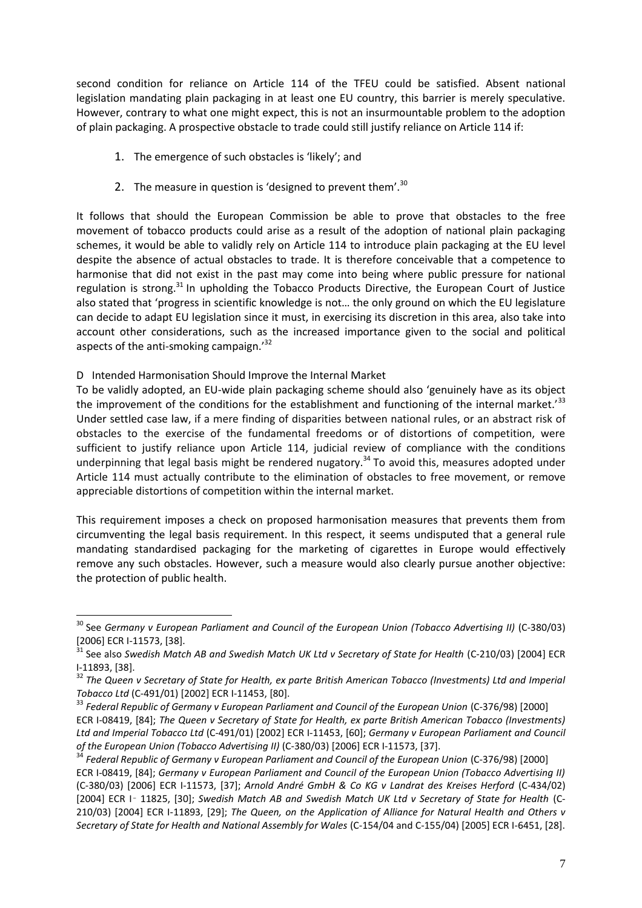second condition for reliance on Article 114 of the TFEU could be satisfied. Absent national legislation mandating plain packaging in at least one EU country, this barrier is merely speculative. However, contrary to what one might expect, this is not an insurmountable problem to the adoption of plain packaging. A prospective obstacle to trade could still justify reliance on Article 114 if:

1. The emergence of such obstacles is 'likely'; and
2. The measure in question is 'designed to prevent them'.[30]

It follows that should the European Commission be able to prove that obstacles to the free movement of tobacco products could arise as a result of the adoption of national plain packaging schemes, it would be able to validly rely on Article 114 to introduce plain packaging at the EU level despite the absence of actual obstacles to trade. It is therefore conceivable that a competence to harmonise that did not exist in the past may come into being where public pressure for national regulation is strong.[31] In upholding the Tobacco Products Directive, the European Court of Justice also stated that 'progress in scientific knowledge is not… the only ground on which the EU legislature can decide to adapt EU legislation since it must, in exercising its discretion in this area, also take into account other considerations, such as the increased importance given to the social and political aspects of the anti-smoking campaign.'[32]

### D Intended Harmonisation Should Improve the Internal Market

To be validly adopted, an EU-wide plain packaging scheme should also 'genuinely have as its object the improvement of the conditions for the establishment and functioning of the internal market.'[33] Under settled case law, if a mere finding of disparities between national rules, or an abstract risk of obstacles to the exercise of the fundamental freedoms or of distortions of competition, were sufficient to justify reliance upon Article 114, judicial review of compliance with the conditions underpinning that legal basis might be rendered nugatory.[34] To avoid this, measures adopted under Article 114 must actually contribute to the elimination of obstacles to free movement, or remove appreciable distortions of competition within the internal market.

This requirement imposes a check on proposed harmonisation measures that prevents them from circumventing the legal basis requirement. In this respect, it seems undisputed that a general rule mandating standardised packaging for the marketing of cigarettes in Europe would effectively remove any such obstacles. However, such a measure would also clearly pursue another objective: the protection of public health.

---

[30] See *Germany v European Parliament and Council of the European Union (Tobacco Advertising II)* (C-380/03) [2006] ECR I-11573, [38].

[31] See also *Swedish Match AB and Swedish Match UK Ltd v Secretary of State for Health* (C-210/03) [2004] ECR I-11893, [38].

[32] *The Queen v Secretary of State for Health, ex parte British American Tobacco (Investments) Ltd and Imperial Tobacco Ltd* (C-491/01) [2002] ECR I-11453, [80].

[33] *Federal Republic of Germany v European Parliament and Council of the European Union* (C-376/98) [2000] ECR I-08419, [84]; *The Queen v Secretary of State for Health, ex parte British American Tobacco (Investments) Ltd and Imperial Tobacco Ltd* (C-491/01) [2002] ECR I-11453, [60]; *Germany v European Parliament and Council of the European Union (Tobacco Advertising II)* (C-380/03) [2006] ECR I-11573, [37].

[34] *Federal Republic of Germany v European Parliament and Council of the European Union* (C-376/98) [2000] ECR I-08419, [84]; *Germany v European Parliament and Council of the European Union (Tobacco Advertising II)* (C-380/03) [2006] ECR I-11573, [37]; *Arnold André GmbH & Co KG v Landrat des Kreises Herford* (C-434/02) [2004] ECR I‑11825, [30]; *Swedish Match AB and Swedish Match UK Ltd v Secretary of State for Health* (C-210/03) [2004] ECR I-11893, [29]; *The Queen, on the Application of Alliance for Natural Health and Others v Secretary of State for Health and National Assembly for Wales* (C-154/04 and C-155/04) [2005] ECR I-6451, [28].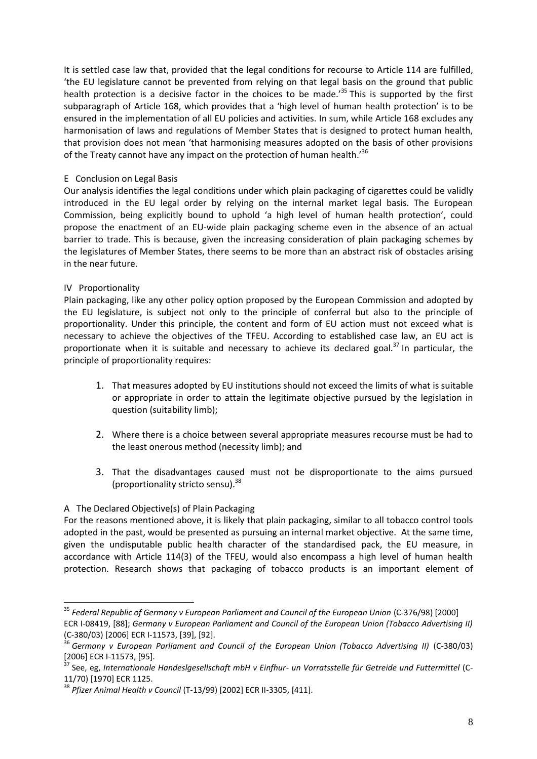It is settled case law that, provided that the legal conditions for recourse to Article 114 are fulfilled, 'the EU legislature cannot be prevented from relying on that legal basis on the ground that public health protection is a decisive factor in the choices to be made.'[35] This is supported by the first subparagraph of Article 168, which provides that a 'high level of human health protection' is to be ensured in the implementation of all EU policies and activities. In sum, while Article 168 excludes any harmonisation of laws and regulations of Member States that is designed to protect human health, that provision does not mean 'that harmonising measures adopted on the basis of other provisions of the Treaty cannot have any impact on the protection of human health.'[36]

### E Conclusion on Legal Basis

Our analysis identifies the legal conditions under which plain packaging of cigarettes could be validly introduced in the EU legal order by relying on the internal market legal basis. The European Commission, being explicitly bound to uphold 'a high level of human health protection', could propose the enactment of an EU-wide plain packaging scheme even in the absence of an actual barrier to trade. This is because, given the increasing consideration of plain packaging schemes by the legislatures of Member States, there seems to be more than an abstract risk of obstacles arising in the near future.

## IV Proportionality

Plain packaging, like any other policy option proposed by the European Commission and adopted by the EU legislature, is subject not only to the principle of conferral but also to the principle of proportionality. Under this principle, the content and form of EU action must not exceed what is necessary to achieve the objectives of the TFEU. According to established case law, an EU act is proportionate when it is suitable and necessary to achieve its declared goal.[37] In particular, the principle of proportionality requires:

1. That measures adopted by EU institutions should not exceed the limits of what is suitable or appropriate in order to attain the legitimate objective pursued by the legislation in question (suitability limb);
2. Where there is a choice between several appropriate measures recourse must be had to the least onerous method (necessity limb); and
3. That the disadvantages caused must not be disproportionate to the aims pursued (proportionality stricto sensu).[38]

### A The Declared Objective(s) of Plain Packaging

For the reasons mentioned above, it is likely that plain packaging, similar to all tobacco control tools adopted in the past, would be presented as pursuing an internal market objective. At the same time, given the undisputable public health character of the standardised pack, the EU measure, in accordance with Article 114(3) of the TFEU, would also encompass a high level of human health protection. Research shows that packaging of tobacco products is an important element of

---

[35] *Federal Republic of Germany v European Parliament and Council of the European Union* (C-376/98) [2000] ECR I-08419, [88]; *Germany v European Parliament and Council of the European Union (Tobacco Advertising II)* (C-380/03) [2006] ECR I-11573, [39], [92].

[36] *Germany v European Parliament and Council of the European Union (Tobacco Advertising II)* (C-380/03) [2006] ECR I-11573, [95].

[37] See, eg, *Internationale Handeslgesellschaft mbH v Einfhur- un Vorratsstelle für Getreide und Futtermittel* (C-11/70) [1970] ECR 1125.

[38] *Pfizer Animal Health v Council* (T-13/99) [2002] ECR II-3305, [411].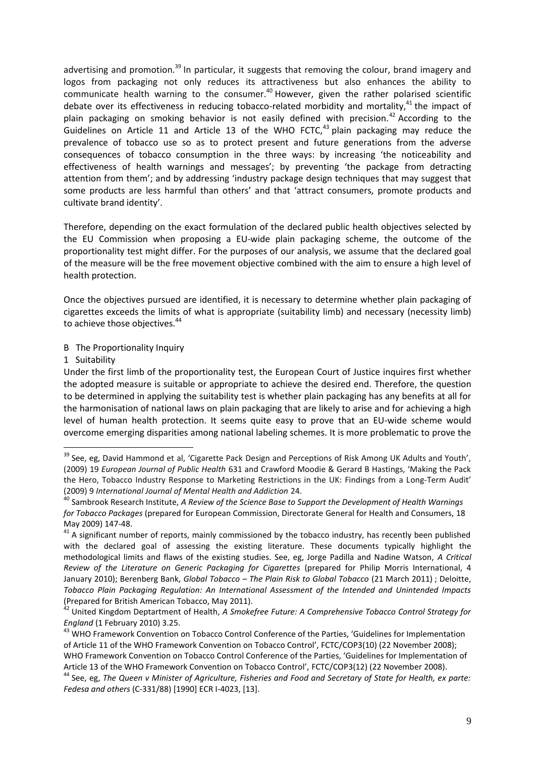advertising and promotion.[39] In particular, it suggests that removing the colour, brand imagery and logos from packaging not only reduces its attractiveness but also enhances the ability to communicate health warning to the consumer.[40] However, given the rather polarised scientific debate over its effectiveness in reducing tobacco-related morbidity and mortality,[41] the impact of plain packaging on smoking behavior is not easily defined with precision.[42] According to the Guidelines on Article 11 and Article 13 of the WHO FCTC,[43] plain packaging may reduce the prevalence of tobacco use so as to protect present and future generations from the adverse consequences of tobacco consumption in the three ways: by increasing 'the noticeability and effectiveness of health warnings and messages'; by preventing 'the package from detracting attention from them'; and by addressing 'industry package design techniques that may suggest that some products are less harmful than others' and that 'attract consumers, promote products and cultivate brand identity'.

Therefore, depending on the exact formulation of the declared public health objectives selected by the EU Commission when proposing a EU-wide plain packaging scheme, the outcome of the proportionality test might differ. For the purposes of our analysis, we assume that the declared goal of the measure will be the free movement objective combined with the aim to ensure a high level of health protection.

Once the objectives pursued are identified, it is necessary to determine whether plain packaging of cigarettes exceeds the limits of what is appropriate (suitability limb) and necessary (necessity limb) to achieve those objectives.[44]

### B The Proportionality Inquiry

#### 1 Suitability

Under the first limb of the proportionality test, the European Court of Justice inquires first whether the adopted measure is suitable or appropriate to achieve the desired end. Therefore, the question to be determined in applying the suitability test is whether plain packaging has any benefits at all for the harmonisation of national laws on plain packaging that are likely to arise and for achieving a high level of human health protection. It seems quite easy to prove that an EU-wide scheme would overcome emerging disparities among national labeling schemes. It is more problematic to prove the

---

[39] See, eg, David Hammond et al, 'Cigarette Pack Design and Perceptions of Risk Among UK Adults and Youth', (2009) 19 *European Journal of Public Health* 631 and Crawford Moodie & Gerard B Hastings, 'Making the Pack the Hero, Tobacco Industry Response to Marketing Restrictions in the UK: Findings from a Long-Term Audit' (2009) 9 *International Journal of Mental Health and Addiction* 24.

[40] Sambrook Research Institute, *A Review of the Science Base to Support the Development of Health Warnings for Tobacco Packages* (prepared for European Commission, Directorate General for Health and Consumers, 18 May 2009) 147-48.

[41] A significant number of reports, mainly commissioned by the tobacco industry, has recently been published with the declared goal of assessing the existing literature. These documents typically highlight the methodological limits and flaws of the existing studies. See, eg, Jorge Padilla and Nadine Watson, *A Critical Review of the Literature on Generic Packaging for Cigarettes* (prepared for Philip Morris International, 4 January 2010); Berenberg Bank, *Global Tobacco – The Plain Risk to Global Tobacco* (21 March 2011) ; Deloitte, *Tobacco Plain Packaging Regulation: An International Assessment of the Intended and Unintended Impacts* (Prepared for British American Tobacco, May 2011).

[42] United Kingdom Deptartment of Health, *A Smokefree Future: A Comprehensive Tobacco Control Strategy for England* (1 February 2010) 3.25.

[43] WHO Framework Convention on Tobacco Control Conference of the Parties, 'Guidelines for Implementation of Article 11 of the WHO Framework Convention on Tobacco Control', FCTC/COP3(10) (22 November 2008); WHO Framework Convention on Tobacco Control Conference of the Parties, 'Guidelines for Implementation of Article 13 of the WHO Framework Convention on Tobacco Control', FCTC/COP3(12) (22 November 2008).

[44] See, eg, *The Queen v Minister of Agriculture, Fisheries and Food and Secretary of State for Health, ex parte: Fedesa and others* (C-331/88) [1990] ECR I-4023, [13].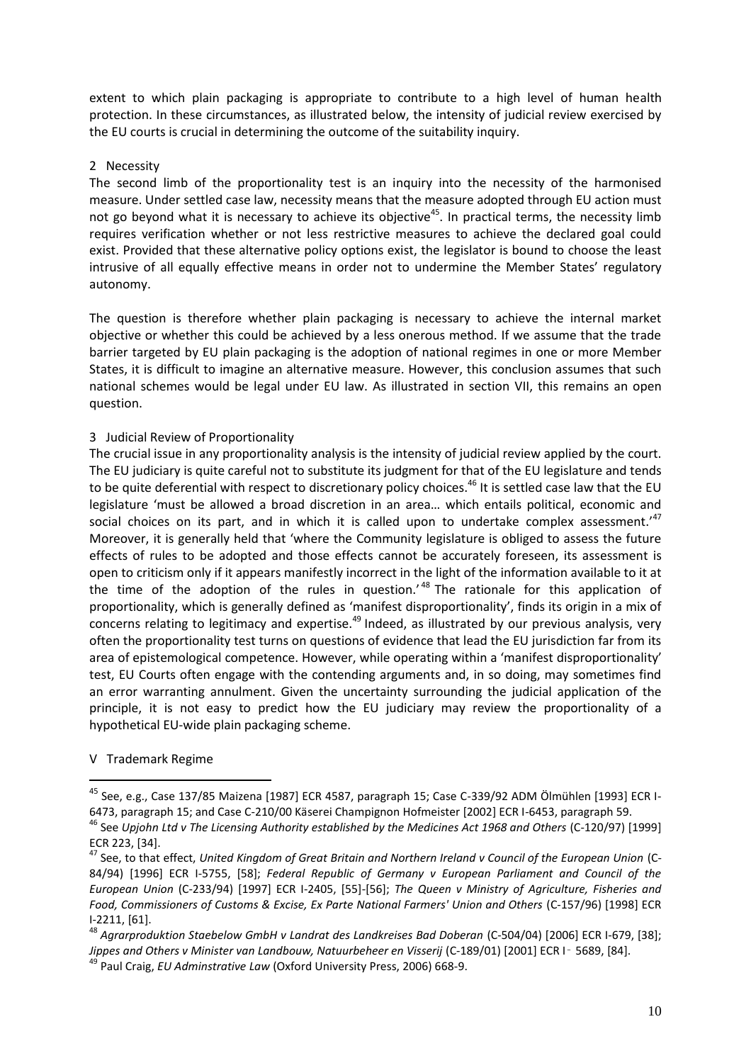extent to which plain packaging is appropriate to contribute to a high level of human health protection. In these circumstances, as illustrated below, the intensity of judicial review exercised by the EU courts is crucial in determining the outcome of the suitability inquiry.

### 2 Necessity

The second limb of the proportionality test is an inquiry into the necessity of the harmonised measure. Under settled case law, necessity means that the measure adopted through EU action must not go beyond what it is necessary to achieve its objective[45]. In practical terms, the necessity limb requires verification whether or not less restrictive measures to achieve the declared goal could exist. Provided that these alternative policy options exist, the legislator is bound to choose the least intrusive of all equally effective means in order not to undermine the Member States' regulatory autonomy.

The question is therefore whether plain packaging is necessary to achieve the internal market objective or whether this could be achieved by a less onerous method. If we assume that the trade barrier targeted by EU plain packaging is the adoption of national regimes in one or more Member States, it is difficult to imagine an alternative measure. However, this conclusion assumes that such national schemes would be legal under EU law. As illustrated in section VII, this remains an open question.

### 3 Judicial Review of Proportionality

The crucial issue in any proportionality analysis is the intensity of judicial review applied by the court. The EU judiciary is quite careful not to substitute its judgment for that of the EU legislature and tends to be quite deferential with respect to discretionary policy choices.[46] It is settled case law that the EU legislature 'must be allowed a broad discretion in an area… which entails political, economic and social choices on its part, and in which it is called upon to undertake complex assessment.'[47] Moreover, it is generally held that 'where the Community legislature is obliged to assess the future effects of rules to be adopted and those effects cannot be accurately foreseen, its assessment is open to criticism only if it appears manifestly incorrect in the light of the information available to it at the time of the adoption of the rules in question.'[48] The rationale for this application of proportionality, which is generally defined as 'manifest disproportionality', finds its origin in a mix of concerns relating to legitimacy and expertise.[49] Indeed, as illustrated by our previous analysis, very often the proportionality test turns on questions of evidence that lead the EU jurisdiction far from its area of epistemological competence. However, while operating within a 'manifest disproportionality' test, EU Courts often engage with the contending arguments and, in so doing, may sometimes find an error warranting annulment. Given the uncertainty surrounding the judicial application of the principle, it is not easy to predict how the EU judiciary may review the proportionality of a hypothetical EU-wide plain packaging scheme.

## V Trademark Regime

---

[45] See, e.g., Case 137/85 Maizena [1987] ECR 4587, paragraph 15; Case C-339/92 ADM Ölmühlen [1993] ECR I-6473, paragraph 15; and Case C-210/00 Käserei Champignon Hofmeister [2002] ECR I-6453, paragraph 59.

[46] See *Upjohn Ltd v The Licensing Authority established by the Medicines Act 1968 and Others* (C-120/97) [1999] ECR 223, [34].

[47] See, to that effect, *United Kingdom of Great Britain and Northern Ireland v Council of the European Union* (C-84/94) [1996] ECR I-5755, [58]; *Federal Republic of Germany v European Parliament and Council of the European Union* (C-233/94) [1997] ECR I-2405, [55]-[56]; *The Queen v Ministry of Agriculture, Fisheries and Food, Commissioners of Customs & Excise, Ex Parte National Farmers' Union and Others* (C-157/96) [1998] ECR I-2211, [61].

[48] *Agrarproduktion Staebelow GmbH v Landrat des Landkreises Bad Doberan* (C-504/04) [2006] ECR I-679, [38]; *Jippes and Others v Minister van Landbouw, Natuurbeheer en Visserij* (C-189/01) [2001] ECR I‐5689, [84].

[49] Paul Craig, *EU Adminstrative Law* (Oxford University Press, 2006) 668-9.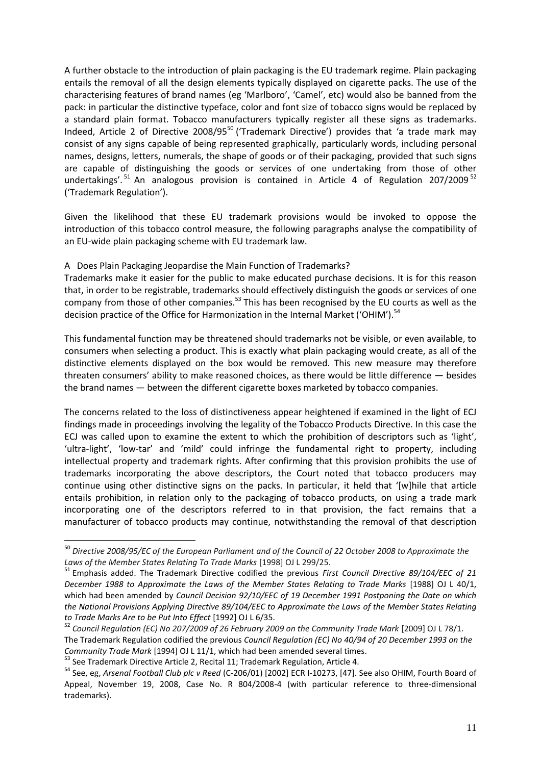A further obstacle to the introduction of plain packaging is the EU trademark regime. Plain packaging entails the removal of all the design elements typically displayed on cigarette packs. The use of the characterising features of brand names (eg 'Marlboro', 'Camel', etc) would also be banned from the pack: in particular the distinctive typeface, color and font size of tobacco signs would be replaced by a standard plain format. Tobacco manufacturers typically register all these signs as trademarks. Indeed, Article 2 of Directive 2008/95[50] ('Trademark Directive') provides that 'a trade mark may consist of any signs capable of being represented graphically, particularly words, including personal names, designs, letters, numerals, the shape of goods or of their packaging, provided that such signs are capable of distinguishing the goods or services of one undertaking from those of other undertakings'.[51] An analogous provision is contained in Article 4 of Regulation 207/2009[52] ('Trademark Regulation').

Given the likelihood that these EU trademark provisions would be invoked to oppose the introduction of this tobacco control measure, the following paragraphs analyse the compatibility of an EU-wide plain packaging scheme with EU trademark law.

### A Does Plain Packaging Jeopardise the Main Function of Trademarks?

Trademarks make it easier for the public to make educated purchase decisions. It is for this reason that, in order to be registrable, trademarks should effectively distinguish the goods or services of one company from those of other companies.[53] This has been recognised by the EU courts as well as the decision practice of the Office for Harmonization in the Internal Market ('OHIM').[54]

This fundamental function may be threatened should trademarks not be visible, or even available, to consumers when selecting a product. This is exactly what plain packaging would create, as all of the distinctive elements displayed on the box would be removed. This new measure may therefore threaten consumers' ability to make reasoned choices, as there would be little difference — besides the brand names — between the different cigarette boxes marketed by tobacco companies.

The concerns related to the loss of distinctiveness appear heightened if examined in the light of ECJ findings made in proceedings involving the legality of the Tobacco Products Directive. In this case the ECJ was called upon to examine the extent to which the prohibition of descriptors such as 'light', 'ultra-light', 'low-tar' and 'mild' could infringe the fundamental right to property, including intellectual property and trademark rights. After confirming that this provision prohibits the use of trademarks incorporating the above descriptors, the Court noted that tobacco producers may continue using other distinctive signs on the packs. In particular, it held that '[w]hile that article entails prohibition, in relation only to the packaging of tobacco products, on using a trade mark incorporating one of the descriptors referred to in that provision, the fact remains that a manufacturer of tobacco products may continue, notwithstanding the removal of that description

---

[50] *Directive 2008/95/EC of the European Parliament and of the Council of 22 October 2008 to Approximate the Laws of the Member States Relating To Trade Marks* [1998] OJ L 299/25.

[51] Emphasis added. The Trademark Directive codified the previous *First Council Directive 89/104/EEC of 21 December 1988 to Approximate the Laws of the Member States Relating to Trade Marks* [1988] OJ L 40/1, which had been amended by *Council Decision 92/10/EEC of 19 December 1991 Postponing the Date on which the National Provisions Applying Directive 89/104/EEC to Approximate the Laws of the Member States Relating to Trade Marks Are to be Put Into Effect* [1992] OJ L 6/35.

[52] *Council Regulation (EC) No 207/2009 of 26 February 2009 on the Community Trade Mark* [2009] OJ L 78/1. The Trademark Regulation codified the previous *Council Regulation (EC) No 40/94 of 20 December 1993 on the Community Trade Mark* [1994] OJ L 11/1, which had been amended several times.

[53] See Trademark Directive Article 2, Recital 11; Trademark Regulation, Article 4.

[54] See, eg, *Arsenal Football Club plc v Reed* (C-206/01) [2002] ECR I-10273, [47]. See also OHIM, Fourth Board of Appeal, November 19, 2008, Case No. R 804/2008-4 (with particular reference to three-dimensional trademarks).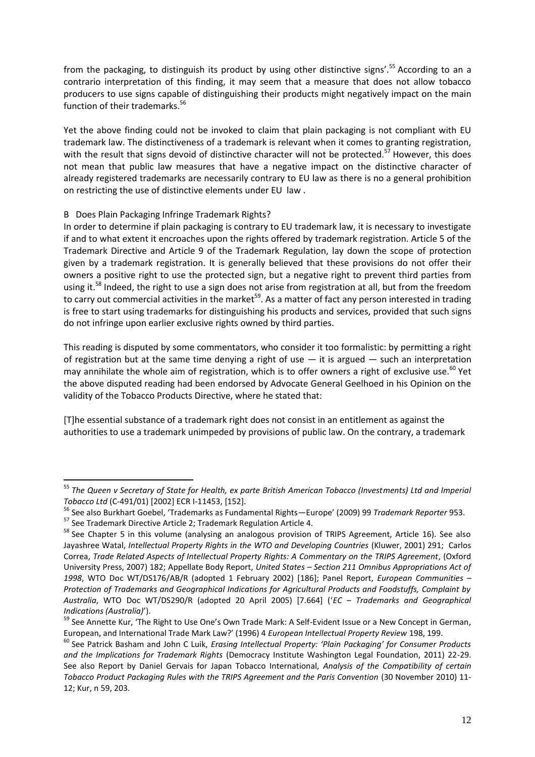from the packaging, to distinguish its product by using other distinctive signs'.[55] According to an a contrario interpretation of this finding, it may seem that a measure that does not allow tobacco producers to use signs capable of distinguishing their products might negatively impact on the main function of their trademarks.[56]

Yet the above finding could not be invoked to claim that plain packaging is not compliant with EU trademark law. The distinctiveness of a trademark is relevant when it comes to granting registration, with the result that signs devoid of distinctive character will not be protected.[57] However, this does not mean that public law measures that have a negative impact on the distinctive character of already registered trademarks are necessarily contrary to EU law as there is no a general prohibition on restricting the use of distinctive elements under EU law .

### B Does Plain Packaging Infringe Trademark Rights?

In order to determine if plain packaging is contrary to EU trademark law, it is necessary to investigate if and to what extent it encroaches upon the rights offered by trademark registration. Article 5 of the Trademark Directive and Article 9 of the Trademark Regulation, lay down the scope of protection given by a trademark registration. It is generally believed that these provisions do not offer their owners a positive right to use the protected sign, but a negative right to prevent third parties from using it.[58] Indeed, the right to use a sign does not arise from registration at all, but from the freedom to carry out commercial activities in the market[59]. As a matter of fact any person interested in trading is free to start using trademarks for distinguishing his products and services, provided that such signs do not infringe upon earlier exclusive rights owned by third parties.

This reading is disputed by some commentators, who consider it too formalistic: by permitting a right of registration but at the same time denying a right of use — it is argued — such an interpretation may annihilate the whole aim of registration, which is to offer owners a right of exclusive use.[60] Yet the above disputed reading had been endorsed by Advocate General Geelhoed in his Opinion on the validity of the Tobacco Products Directive, where he stated that:

[T]he essential substance of a trademark right does not consist in an entitlement as against the authorities to use a trademark unimpeded by provisions of public law. On the contrary, a trademark

---

[55] *The Queen v Secretary of State for Health, ex parte British American Tobacco (Investments) Ltd and Imperial Tobacco Ltd* (C-491/01) [2002] ECR I-11453, [152].

[56] See also Burkhart Goebel, 'Trademarks as Fundamental Rights—Europe' (2009) 99 *Trademark Reporter* 953.

[57] See Trademark Directive Article 2; Trademark Regulation Article 4.

[58] See Chapter 5 in this volume (analysing an analogous provision of TRIPS Agreement, Article 16). See also Jayashree Watal, *Intellectual Property Rights in the WTO and Developing Countries* (Kluwer, 2001) 291; Carlos Correa, *Trade Related Aspects of Intellectual Property Rights: A Commentary on the TRIPS Agreement*, (Oxford University Press, 2007) 182; Appellate Body Report, *United States – Section 211 Omnibus Appropriations Act of 1998*, WTO Doc WT/DS176/AB/R (adopted 1 February 2002) [186]; Panel Report, *European Communities – Protection of Trademarks and Geographical Indications for Agricultural Products and Foodstuffs, Complaint by Australia*, WTO Doc WT/DS290/R (adopted 20 April 2005) [7.664] ('*EC – Trademarks and Geographical Indications (Australia)*').

[59] See Annette Kur, 'The Right to Use One's Own Trade Mark: A Self-Evident Issue or a New Concept in German, European, and International Trade Mark Law?' (1996) 4 *European Intellectual Property Review* 198, 199.

[60] See Patrick Basham and John C Luik, *Erasing Intellectual Property: 'Plain Packaging' for Consumer Products and the Implications for Trademark Rights* (Democracy Institute Washington Legal Foundation, 2011) 22-29. See also Report by Daniel Gervais for Japan Tobacco International, *Analysis of the Compatibility of certain Tobacco Product Packaging Rules with the TRIPS Agreement and the Paris Convention* (30 November 2010) 11-12; Kur, n 59, 203.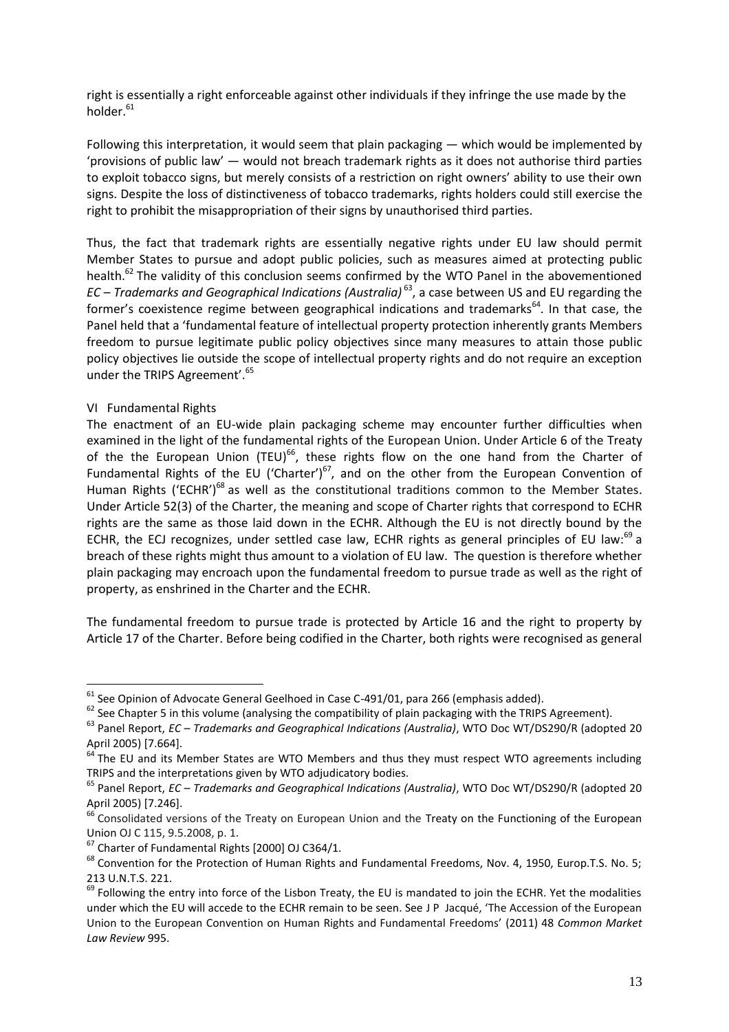right is essentially a right enforceable against other individuals if they infringe the use made by the holder.[61]

Following this interpretation, it would seem that plain packaging — which would be implemented by 'provisions of public law' — would not breach trademark rights as it does not authorise third parties to exploit tobacco signs, but merely consists of a restriction on right owners' ability to use their own signs. Despite the loss of distinctiveness of tobacco trademarks, rights holders could still exercise the right to prohibit the misappropriation of their signs by unauthorised third parties.

Thus, the fact that trademark rights are essentially negative rights under EU law should permit Member States to pursue and adopt public policies, such as measures aimed at protecting public health.[62] The validity of this conclusion seems confirmed by the WTO Panel in the abovementioned *EC – Trademarks and Geographical Indications (Australia)*[63], a case between US and EU regarding the former's coexistence regime between geographical indications and trademarks[64]. In that case, the Panel held that a 'fundamental feature of intellectual property protection inherently grants Members freedom to pursue legitimate public policy objectives since many measures to attain those public policy objectives lie outside the scope of intellectual property rights and do not require an exception under the TRIPS Agreement'.[65]

## VI Fundamental Rights

The enactment of an EU-wide plain packaging scheme may encounter further difficulties when examined in the light of the fundamental rights of the European Union. Under Article 6 of the Treaty of the the European Union (TEU)[66], these rights flow on the one hand from the Charter of Fundamental Rights of the EU ('Charter')[67], and on the other from the European Convention of Human Rights ('ECHR')[68] as well as the constitutional traditions common to the Member States. Under Article 52(3) of the Charter, the meaning and scope of Charter rights that correspond to ECHR rights are the same as those laid down in the ECHR. Although the EU is not directly bound by the ECHR, the ECJ recognizes, under settled case law, ECHR rights as general principles of EU law:[69] a breach of these rights might thus amount to a violation of EU law. The question is therefore whether plain packaging may encroach upon the fundamental freedom to pursue trade as well as the right of property, as enshrined in the Charter and the ECHR.

The fundamental freedom to pursue trade is protected by Article 16 and the right to property by Article 17 of the Charter. Before being codified in the Charter, both rights were recognised as general

---

[61] See Opinion of Advocate General Geelhoed in Case C-491/01, para 266 (emphasis added).

[62] See Chapter 5 in this volume (analysing the compatibility of plain packaging with the TRIPS Agreement).

[63] Panel Report, *EC – Trademarks and Geographical Indications (Australia)*, WTO Doc WT/DS290/R (adopted 20 April 2005) [7.664].

[64] The EU and its Member States are WTO Members and thus they must respect WTO agreements including TRIPS and the interpretations given by WTO adjudicatory bodies.

[65] Panel Report, *EC – Trademarks and Geographical Indications (Australia)*, WTO Doc WT/DS290/R (adopted 20 April 2005) [7.246].

[66] Consolidated versions of the Treaty on European Union and the Treaty on the Functioning of the European Union OJ C 115, 9.5.2008, p. 1.

[67] Charter of Fundamental Rights [2000] OJ C364/1.

[68] Convention for the Protection of Human Rights and Fundamental Freedoms, Nov. 4, 1950, Europ.T.S. No. 5; 213 U.N.T.S. 221.

[69] Following the entry into force of the Lisbon Treaty, the EU is mandated to join the ECHR. Yet the modalities under which the EU will accede to the ECHR remain to be seen. See J P Jacqué, 'The Accession of the European Union to the European Convention on Human Rights and Fundamental Freedoms' (2011) 48 *Common Market Law Review* 995.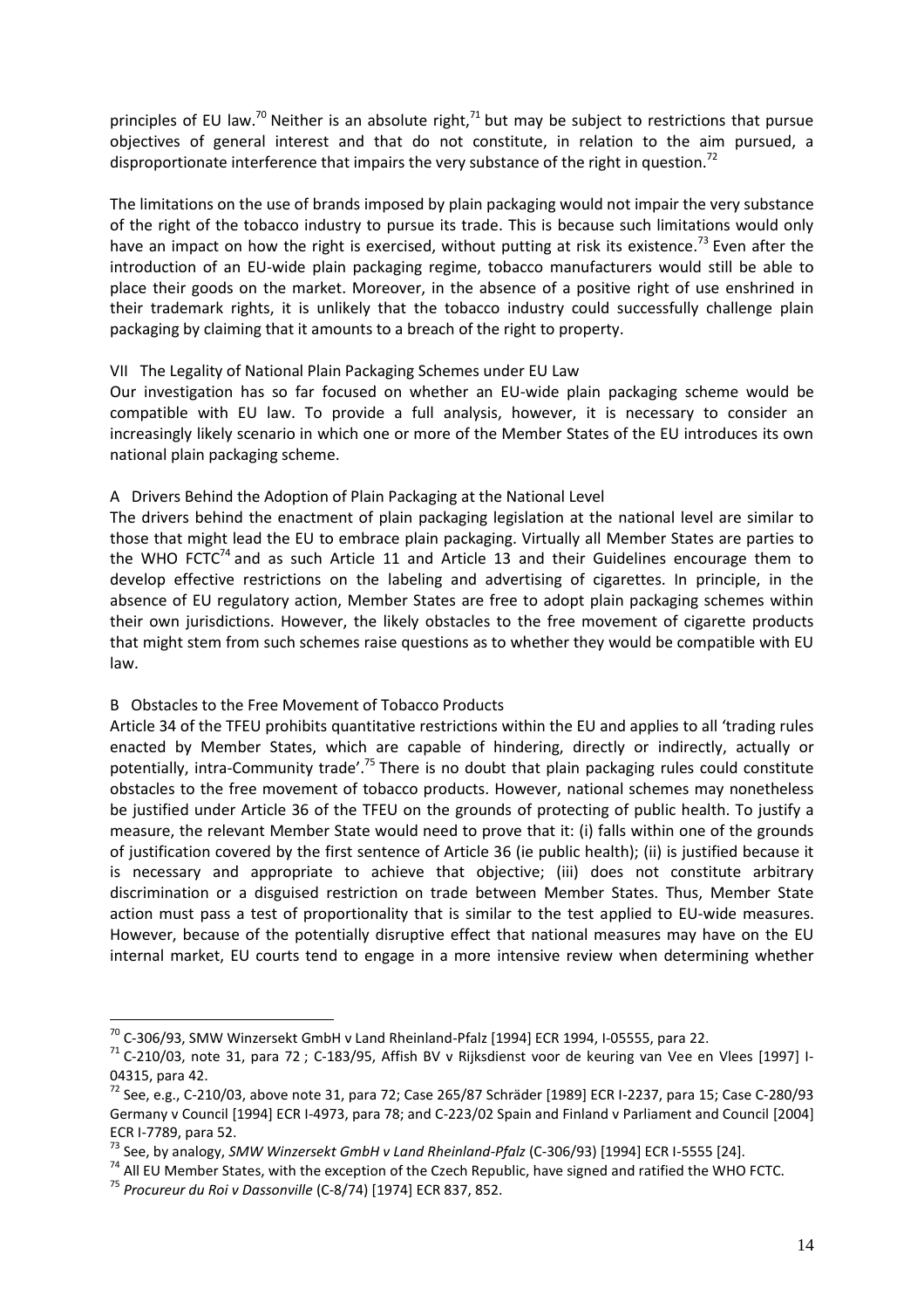principles of EU law.[70] Neither is an absolute right,[71] but may be subject to restrictions that pursue objectives of general interest and that do not constitute, in relation to the aim pursued, a disproportionate interference that impairs the very substance of the right in question.[72]

The limitations on the use of brands imposed by plain packaging would not impair the very substance of the right of the tobacco industry to pursue its trade. This is because such limitations would only have an impact on how the right is exercised, without putting at risk its existence.[73] Even after the introduction of an EU-wide plain packaging regime, tobacco manufacturers would still be able to place their goods on the market. Moreover, in the absence of a positive right of use enshrined in their trademark rights, it is unlikely that the tobacco industry could successfully challenge plain packaging by claiming that it amounts to a breach of the right to property.

## VII The Legality of National Plain Packaging Schemes under EU Law

Our investigation has so far focused on whether an EU-wide plain packaging scheme would be compatible with EU law. To provide a full analysis, however, it is necessary to consider an increasingly likely scenario in which one or more of the Member States of the EU introduces its own national plain packaging scheme.

### A Drivers Behind the Adoption of Plain Packaging at the National Level

The drivers behind the enactment of plain packaging legislation at the national level are similar to those that might lead the EU to embrace plain packaging. Virtually all Member States are parties to the WHO FCTC[74] and as such Article 11 and Article 13 and their Guidelines encourage them to develop effective restrictions on the labeling and advertising of cigarettes. In principle, in the absence of EU regulatory action, Member States are free to adopt plain packaging schemes within their own jurisdictions. However, the likely obstacles to the free movement of cigarette products that might stem from such schemes raise questions as to whether they would be compatible with EU law.

### B Obstacles to the Free Movement of Tobacco Products

Article 34 of the TFEU prohibits quantitative restrictions within the EU and applies to all 'trading rules enacted by Member States, which are capable of hindering, directly or indirectly, actually or potentially, intra-Community trade'.[75] There is no doubt that plain packaging rules could constitute obstacles to the free movement of tobacco products. However, national schemes may nonetheless be justified under Article 36 of the TFEU on the grounds of protecting of public health. To justify a measure, the relevant Member State would need to prove that it: (i) falls within one of the grounds of justification covered by the first sentence of Article 36 (ie public health); (ii) is justified because it is necessary and appropriate to achieve that objective; (iii) does not constitute arbitrary discrimination or a disguised restriction on trade between Member States. Thus, Member State action must pass a test of proportionality that is similar to the test applied to EU-wide measures. However, because of the potentially disruptive effect that national measures may have on the EU internal market, EU courts tend to engage in a more intensive review when determining whether

---

[70] C-306/93, SMW Winzersekt GmbH v Land Rheinland-Pfalz [1994] ECR 1994, I-05555, para 22.

[71] C-210/03, note 31, para 72 ; C-183/95, Affish BV v Rijksdienst voor de keuring van Vee en Vlees [1997] I-04315, para 42.

[72] See, e.g., C-210/03, above note 31, para 72; Case 265/87 Schräder [1989] ECR I-2237, para 15; Case C-280/93 Germany v Council [1994] ECR I-4973, para 78; and C-223/02 Spain and Finland v Parliament and Council [2004] ECR I-7789, para 52.

[73] See, by analogy, *SMW Winzersekt GmbH v Land Rheinland-Pfalz* (C-306/93) [1994] ECR I-5555 [24].

[74] All EU Member States, with the exception of the Czech Republic, have signed and ratified the WHO FCTC.

[75] *Procureur du Roi v Dassonville* (C-8/74) [1974] ECR 837, 852.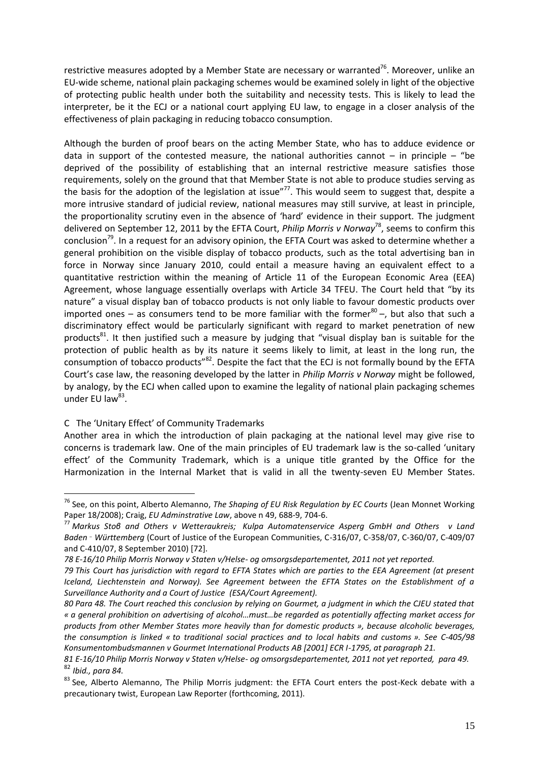restrictive measures adopted by a Member State are necessary or warranted[76]. Moreover, unlike an EU-wide scheme, national plain packaging schemes would be examined solely in light of the objective of protecting public health under both the suitability and necessity tests. This is likely to lead the interpreter, be it the ECJ or a national court applying EU law, to engage in a closer analysis of the effectiveness of plain packaging in reducing tobacco consumption.

Although the burden of proof bears on the acting Member State, who has to adduce evidence or data in support of the contested measure, the national authorities cannot – in principle – "be deprived of the possibility of establishing that an internal restrictive measure satisfies those requirements, solely on the ground that that Member State is not able to produce studies serving as the basis for the adoption of the legislation at issue"[77]. This would seem to suggest that, despite a more intrusive standard of judicial review, national measures may still survive, at least in principle, the proportionality scrutiny even in the absence of 'hard' evidence in their support. The judgment delivered on September 12, 2011 by the EFTA Court, *Philip Morris v Norway*[78], seems to confirm this conclusion[79]. In a request for an advisory opinion, the EFTA Court was asked to determine whether a general prohibition on the visible display of tobacco products, such as the total advertising ban in force in Norway since January 2010, could entail a measure having an equivalent effect to a quantitative restriction within the meaning of Article 11 of the European Economic Area (EEA) Agreement, whose language essentially overlaps with Article 34 TFEU. The Court held that "by its nature" a visual display ban of tobacco products is not only liable to favour domestic products over imported ones – as consumers tend to be more familiar with the former[80] –, but also that such a discriminatory effect would be particularly significant with regard to market penetration of new products[81]. It then justified such a measure by judging that "visual display ban is suitable for the protection of public health as by its nature it seems likely to limit, at least in the long run, the consumption of tobacco products"[82]. Despite the fact that the ECJ is not formally bound by the EFTA Court's case law, the reasoning developed by the latter in *Philip Morris v Norway* might be followed, by analogy, by the ECJ when called upon to examine the legality of national plain packaging schemes under EU law[83].

C The 'Unitary Effect' of Community Trademarks

Another area in which the introduction of plain packaging at the national level may give rise to concerns is trademark law. One of the main principles of EU trademark law is the so-called 'unitary effect' of the Community Trademark, which is a unique title granted by the Office for the Harmonization in the Internal Market that is valid in all the twenty-seven EU Member States.

---

[76] See, on this point, Alberto Alemanno, *The Shaping of EU Risk Regulation by EC Courts* (Jean Monnet Working Paper 18/2008); Craig, *EU Adminstrative Law*, above n 49, 688-9, 704-6.

[77] *Markus Stoß and Others v Wetteraukreis; Kulpa Automatenservice Asperg GmbH and Others v Land Baden‐Württemberg* (Court of Justice of the European Communities, C-316/07, C-358/07, C-360/07, C-409/07 and C-410/07, 8 September 2010) [72].

*78 E-16/10 Philip Morris Norway v Staten v/Helse- og omsorgsdepartementet, 2011 not yet reported.*

*79 This Court has jurisdiction with regard to EFTA States which are parties to the EEA Agreement (at present Iceland, Liechtenstein and Norway). See Agreement between the EFTA States on the Establishment of a Surveillance Authority and a Court of Justice (ESA/Court Agreement).*

*80 Para 48. The Court reached this conclusion by relying on Gourmet, a judgment in which the CJEU stated that « a general prohibition on advertising of alcohol…must…be regarded as potentially affecting market access for products from other Member States more heavily than for domestic products », because alcoholic beverages, the consumption is linked « to traditional social practices and to local habits and customs ». See C-405/98 Konsumentombudsmannen v Gourmet International Products AB [2001] ECR I-1795, at paragraph 21.*

*81 E-16/10 Philip Morris Norway v Staten v/Helse- og omsorgsdepartementet, 2011 not yet reported, para 49.*

[82] *Ibid., para 84.*

[83] See, Alberto Alemanno, The Philip Morris judgment: the EFTA Court enters the post-Keck debate with a precautionary twist, European Law Reporter (forthcoming, 2011).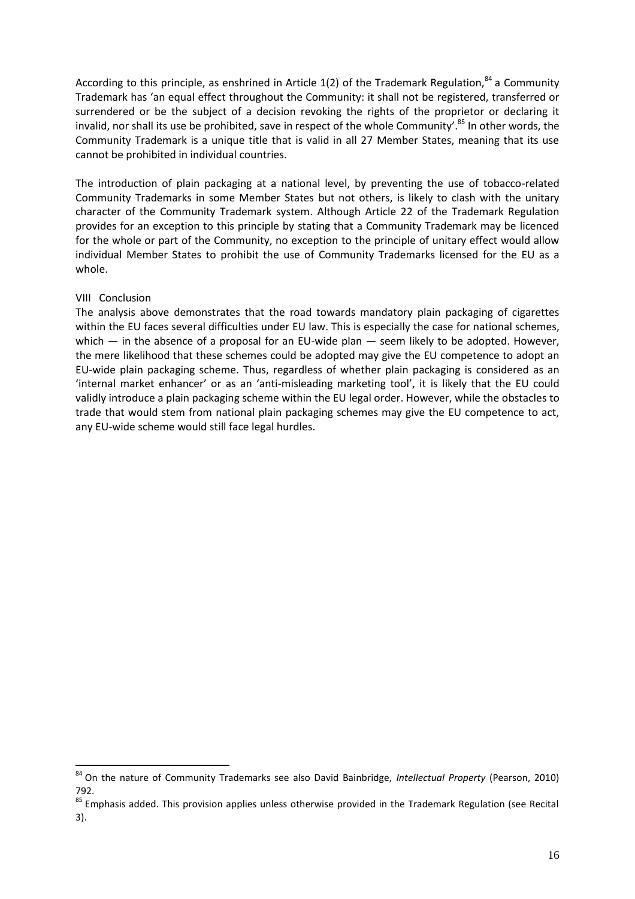According to this principle, as enshrined in Article 1(2) of the Trademark Regulation,[84] a Community Trademark has 'an equal effect throughout the Community: it shall not be registered, transferred or surrendered or be the subject of a decision revoking the rights of the proprietor or declaring it invalid, nor shall its use be prohibited, save in respect of the whole Community'.[85] In other words, the Community Trademark is a unique title that is valid in all 27 Member States, meaning that its use cannot be prohibited in individual countries.

The introduction of plain packaging at a national level, by preventing the use of tobacco-related Community Trademarks in some Member States but not others, is likely to clash with the unitary character of the Community Trademark system. Although Article 22 of the Trademark Regulation provides for an exception to this principle by stating that a Community Trademark may be licenced for the whole or part of the Community, no exception to the principle of unitary effect would allow individual Member States to prohibit the use of Community Trademarks licensed for the EU as a whole.

## VIII Conclusion

The analysis above demonstrates that the road towards mandatory plain packaging of cigarettes within the EU faces several difficulties under EU law. This is especially the case for national schemes, which — in the absence of a proposal for an EU-wide plan — seem likely to be adopted. However, the mere likelihood that these schemes could be adopted may give the EU competence to adopt an EU-wide plain packaging scheme. Thus, regardless of whether plain packaging is considered as an 'internal market enhancer' or as an 'anti-misleading marketing tool', it is likely that the EU could validly introduce a plain packaging scheme within the EU legal order. However, while the obstacles to trade that would stem from national plain packaging schemes may give the EU competence to act, any EU-wide scheme would still face legal hurdles.

---

[84] On the nature of Community Trademarks see also David Bainbridge, *Intellectual Property* (Pearson, 2010) 792.

[85] Emphasis added. This provision applies unless otherwise provided in the Trademark Regulation (see Recital 3).